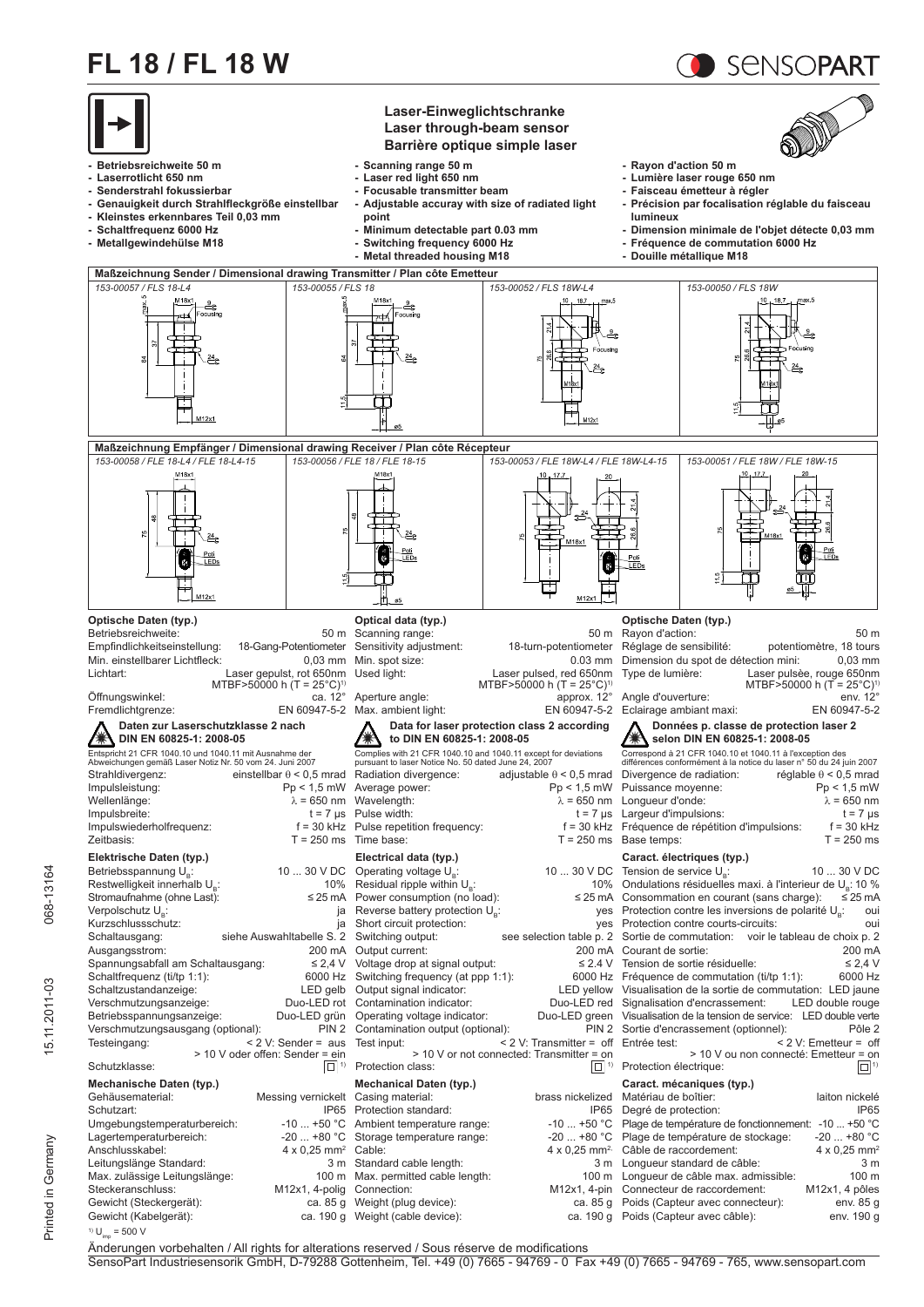# FL 18 / FL 18 W

SENSOPART

**Laser-Einweglichtschranke**
**Laser through-beam sensor**
**Barrière optique simple laser**

- **Betriebsreichweite 50 m**
- **Laserrotlicht 650 nm**
- **Senderstrahl fokussierbar**
- **Genauigkeit durch Strahlfleckgröße einstellbar**
- **Kleinstes erkennbares Teil 0,03 mm**
- **Schaltfrequenz 6000 Hz**
- **Metallgewindehülse M18**

- **Scanning range 50 m**
- **Laser red light 650 nm**
- **Focusable transmitter beam**
- **Adjustable accuray with size of radiated light point**
- **Minimum detectable part 0.03 mm**
- **Switching frequency 6000 Hz**
- **Metal threaded housing M18**

- **Rayon d'action 50 m**
- **Lumière laser rouge 650 nm**
- **Faisceau émetteur à régler**
- **Précision par focalisation réglable du faisceau lumineux**
- **Dimension minimale de l'objet détecte 0,03 mm**
- **Fréquence de commutation 6000 Hz**
- **Douille métallique M18**

## Maßzeichnung Sender / Dimensional drawing Transmitter / Plan côte Emetteur

153-00057 / FLS 18-L4 | 153-00055 / FLS 18 | 153-00052 / FLS 18W-L4 | 153-00050 / FLS 18W

## Maßzeichnung Empfänger / Dimensional drawing Receiver / Plan côte Récepteur

153-00058 / FLE 18-L4 / FLE 18-L4-15 | 153-00056 / FLE 18 / FLE 18-15 | 153-00053 / FLE 18W-L4 / FLE 18W-L4-15 | 153-00051 / FLE 18W / FLE 18W-15

### Optische Daten (typ.) / Optical data (typ.) / Optische Daten (typ.)

| Optische Daten (typ.) | | Optical data (typ.) | | Optische Daten (typ.) | |
|---|---|---|---|---|---|
| Betriebsreichweite: | 50 m | Scanning range: | 50 m | Rayon d'action: | 50 m |
| Empfindlichkeitseinstellung: | 18-Gang-Potentiometer | Sensitivity adjustment: | 18-turn-potentiometer | Réglage de sensibilité: | potentiomètre, 18 tours |
| Min. einstellbarer Lichtfleck: | 0,03 mm | Min. spot size: | 0.03 mm | Dimension du spot de détection mini: | 0,03 mm |
| Lichtart: | Laser gepulst, rot 650nm MTBF>50000 h (T = 25°C)[1] | Used light: | Laser pulsed, red 650nm MTBF>50000 h (T = 25°C)[1] | Type de lumière: | Laser pulsée, rouge 650nm MTBF>50000 h (T = 25°C)[1] |
| Öffnungswinkel: | ca. 12° | Aperture angle: | approx. 12° | Angle d'ouverture: | env. 12° |
| Fremdlichtgrenze: | EN 60947-5-2 | Max. ambient light: | EN 60947-5-2 | Eclairage ambiant maxi: | EN 60947-5-2 |

**Daten zur Laserschutzklasse 2 nach DIN EN 60825-1: 2008-05** / **Data for laser protection class 2 according to DIN EN 60825-1: 2008-05** / **Données p. classe de protection laser 2 selon DIN EN 60825-1: 2008-05**

Entspricht 21 CFR 1040.10 und 1040.11 mit Ausnahme der Abweichungen gemäß Laser Notiz Nr. 50 vom 24. Juni 2007
Complies with 21 CFR 1040.10 and 1040.11 except for deviations pursuant to laser Notice No. 50 dated June 24, 2007
Correspond à 21 CFR 1040.10 et 1040.11 à l'exception des différences conformément à la notice du laser n° 50 du 24 juin 2007

| | | | | | |
|---|---|---|---|---|---|
| Strahldivergenz: | einstellbar θ < 0,5 mrad | Radiation divergence: | adjustable θ < 0,5 mrad | Divergence de radiation: | réglable θ < 0,5 mrad |
| Impulsleistung: | Pp < 1,5 mW | Average power: | Pp < 1,5 mW | Puissance moyenne: | Pp < 1,5 mW |
| Wellenlänge: | λ = 650 nm | Wavelength: | λ = 650 nm | Longueur d'onde: | λ = 650 nm |
| Impulsbreite: | t = 7 µs | Pulse width: | t = 7 µs | Largeur d'impulsions: | t = 7 µs |
| Impulswiederholfrequenz: | f = 30 kHz | Pulse repetition frequency: | f = 30 kHz | Fréquence de répétition d'impulsions: | f = 30 kHz |
| Zeitbasis: | T = 250 ms | Time base: | T = 250 ms | Base temps: | T = 250 ms |

### Elektrische Daten (typ.) / Electrical data (typ.) / Caract. électriques (typ.)

| Elektrische Daten (typ.) | | Electrical data (typ.) | | Caract. électriques (typ.) | |
|---|---|---|---|---|---|
| Betriebsspannung $U_B$: | 10 ... 30 V DC | Operating voltage $U_B$: | 10 ... 30 V DC | Tension de service $U_B$: | 10 ... 30 V DC |
| Restwelligkeit innerhalb $U_B$: | 10% | Residual ripple within $U_B$: | 10% | Ondulations résiduelles maxi. à l'interieur de $U_B$: | 10 % |
| Stromaufnahme (ohne Last): | ≤ 25 mA | Power consumption (no load): | ≤ 25 mA | Consommation en courant (sans charge): | ≤ 25 mA |
| Verpolschutz $U_B$: | ja | Reverse battery protection $U_B$: | yes | Protection contre les inversions de polarité $U_B$: | oui |
| Kurzschlussschutz: | ja | Short circuit protection: | yes | Protection contre courts-circuits: | oui |
| Schaltausgang: | siehe Auswahltabelle S. 2 | Switching output: | see selection table p. 2 | Sortie de commutation: | voir le tableau de choix p. 2 |
| Ausgangsstrom: | 200 mA | Output current: | 200 mA | Courant de sortie: | 200 mA |
| Spannungsabfall am Schaltausgang: | ≤ 2,4 V | Voltage drop at signal output: | ≤ 2.4 V | Tension de sortie résiduelle: | ≤ 2,4 V |
| Schaltfrequenz (ti/tp 1:1): | 6000 Hz | Switching frequency (at ppp 1:1): | 6000 Hz | Fréquence de commutation (ti/tp 1:1): | 6000 Hz |
| Schaltzustandanzeige: | LED gelb | Output signal indicator: | LED yellow | Visualisation de la sortie de commutation: | LED jaune |
| Verschmutzungsanzeige: | Duo-LED rot | Contamination indicator: | Duo-LED red | Signalisation d'encrassement: | LED double rouge |
| Betriebsspannungsanzeige: | Duo-LED grün | Operating voltage indicator: | Duo-LED green | Visualisation de la tension de service: | LED double verte |
| Verschmutzungsausgang (optional): | PIN 2 | Contamination output (optional): | PIN 2 | Sortie d'encrassement (optionnel): | Pôle 2 |
| Testeingang: | < 2 V: Sender = aus > 10 V oder offen: Sender = ein | Test input: | < 2 V: Transmitter = off > 10 V or not connected: Transmitter = on | Entrée test: | < 2 V: Emetteur = off > 10 V ou non connecté: Emetteur = on |
| Schutzklasse: | ◻[1] | Protection class: | ◻[1] | Protection électrique: | ◻[1] |

### Mechanische Daten (typ.) / Mechanical Daten (typ.) / Caract. mécaniques (typ.)

| Mechanische Daten (typ.) | | Mechanical Daten (typ.) | | Caract. mécaniques (typ.) | |
|---|---|---|---|---|---|
| Gehäusematerial: | Messing vernickelt | Casing material: | brass nickelized | Matériau de boîtier: | laiton nickelé |
| Schutzart: | IP65 | Protection standard: | IP65 | Degré de protection: | IP65 |
| Umgebungstemperaturbereich: | -10 ... +50 °C | Ambient temperature range: | -10 ... +50 °C | Plage de température de fonctionnement: | -10 ... +50 °C |
| Lagertemperaturbereich: | -20 ... +80 °C | Storage temperature range: | -20 ... +80 °C | Plage de température de stockage: | -20 ... +80 °C |
| Anschlusskabel: | 4 x 0,25 mm² | Cable: | 4 x 0,25 mm² | Câble de raccordement: | 4 x 0,25 mm² |
| Leitungslänge Standard: | 3 m | Standard cable length: | 3 m | Longueur standard de câble: | 3 m |
| Max. zulässige Leitungslänge: | 100 m | Max. permitted cable length: | 100 m | Longueur de câble max. admissible: | 100 m |
| Steckeranschluss: | M12x1, 4-polig | Connection: | M12x1, 4-pin | Connecteur de raccordement: | M12x1, 4 pôles |
| Gewicht (Steckergerät): | ca. 85 g | Weight (plug device): | ca. 85 g | Poids (Capteur avec connecteur): | env. 85 g |
| Gewicht (Kabelgerät): | ca. 190 g | Weight (cable device): | ca. 190 g | Poids (Capteur avec câble): | env. 190 g |

[1] $U_{imp}$ = 500 V

Änderungen vorbehalten / All rights for alterations reserved / Sous réserve de modifications

SensoPart Industriesensorik GmbH, D-79288 Gottenheim, Tel. +49 (0) 7665 - 94769 - 0 Fax +49 (0) 7665 - 94769 - 765, www.sensopart.com

068-13164 15.11.2011-03 Printed in Germany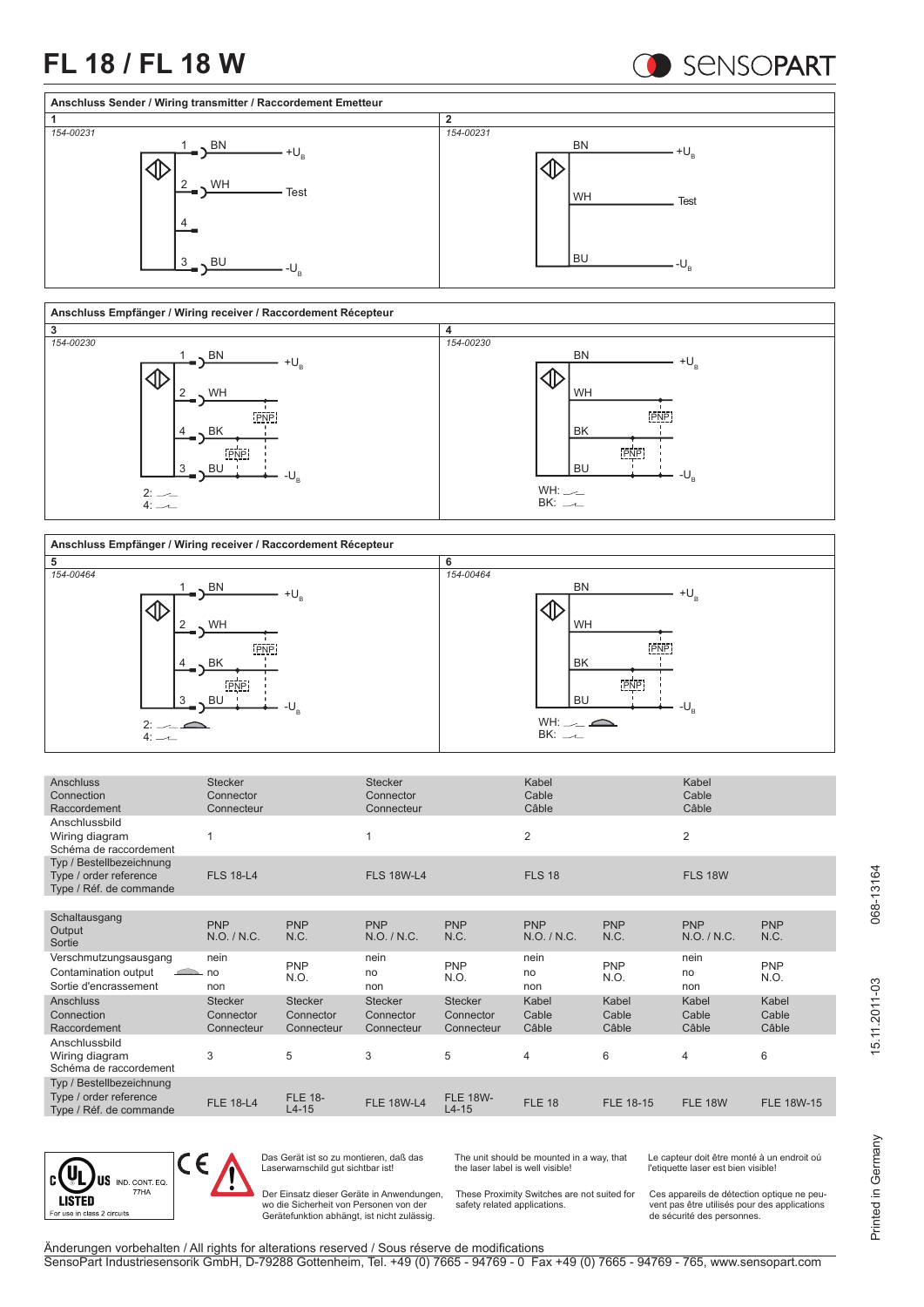# FL 18 / FL 18 W

## Anschluss Sender / Wiring transmitter / Raccordement Emetteur

**1**

154-00231

1 BN +$U_B$

2 WH Test

4

3 BU -$U_B$

**2**

154-00231

BN +$U_B$

WH Test

BU -$U_B$

## Anschluss Empfänger / Wiring receiver / Raccordement Récepteur

**3**

154-00230

1 BN +$U_B$

2 WH PNP

4 BK PNP

3 BU -$U_B$

2:
4:

**4**

154-00230

BN +$U_B$

WH PNP

BK PNP

BU -$U_B$

WH:
BK:

## Anschluss Empfänger / Wiring receiver / Raccordement Récepteur

**5**

154-00464

1 BN +$U_B$

2 WH PNP

4 BK PNP

3 BU -$U_B$

2:
4:

**6**

154-00464

BN +$U_B$

WH PNP

BK PNP

BU -$U_B$

WH:
BK:

| Anschluss<br>Connection<br>Raccordement | Stecker<br>Connector<br>Connecteur | | Stecker<br>Connector<br>Connecteur | | Kabel<br>Cable<br>Câble | | Kabel<br>Cable<br>Câble | |
|---|---|---|---|---|---|---|---|---|
| Anschlussbild<br>Wiring diagram<br>Schéma de raccordement | 1 | | 1 | | 2 | | 2 | |
| Typ / Bestellbezeichnung<br>Type / order reference<br>Type / Réf. de commande | FLS 18-L4 | | FLS 18W-L4 | | FLS 18 | | FLS 18W | |
| Schaltausgang<br>Output<br>Sortie | PNP<br>N.O. / N.C. | PNP<br>N.C. | PNP<br>N.O. / N.C. | PNP<br>N.C. | PNP<br>N.O. / N.C. | PNP<br>N.C. | PNP<br>N.O. / N.C. | PNP<br>N.C. |
| Verschmutzungsausgang<br>Contamination output<br>Sortie d'encrassement | nein<br>no<br>non | PNP<br>N.O. | nein<br>no<br>non | PNP<br>N.O. | nein<br>no<br>non | PNP<br>N.O. | nein<br>no<br>non | PNP<br>N.O. |
| Anschluss<br>Connection<br>Raccordement | Stecker<br>Connector<br>Connecteur | Stecker<br>Connector<br>Connecteur | Stecker<br>Connector<br>Connecteur | Stecker<br>Connector<br>Connecteur | Kabel<br>Cable<br>Câble | Kabel<br>Cable<br>Câble | Kabel<br>Cable<br>Câble | Kabel<br>Cable<br>Câble |
| Anschlussbild<br>Wiring diagram<br>Schéma de raccordement | 3 | 5 | 3 | 5 | 4 | 6 | 4 | 6 |
| Typ / Bestellbezeichnung<br>Type / order reference<br>Type / Réf. de commande | FLE 18-L4 | FLE 18-L4-15 | FLE 18W-L4 | FLE 18W-L4-15 | FLE 18 | FLE 18-15 | FLE 18W | FLE 18W-15 |

c UL US LISTED IND. CONT. EQ. 77HA
For use in class 2 circuits

CE

Das Gerät ist so zu montieren, daß das Laserwarnschild gut sichtbar ist!

Der Einsatz dieser Geräte in Anwendungen, wo die Sicherheit von Personen von der Gerätefunktion abhängt, ist nicht zulässig.

The unit should be mounted in a way, that the laser label is well visible!

These Proximity Switches are not suited for safety related applications.

Le capteur doit être monté à un endroit où l'etiquette laser est bien visible!

Ces appareils de détection optique ne peuvent pas être utilisés pour des applications de sécurité des personnes.

Änderungen vorbehalten / All rights for alterations reserved / Sous réserve de modifications

SensoPart Industriesensorik GmbH, D-79288 Gottenheim, Tel. +49 (0) 7665 - 94769 - 0 Fax +49 (0) 7665 - 94769 - 765, www.sensopart.com

068-13164

15.11.2011-03

Printed in Germany